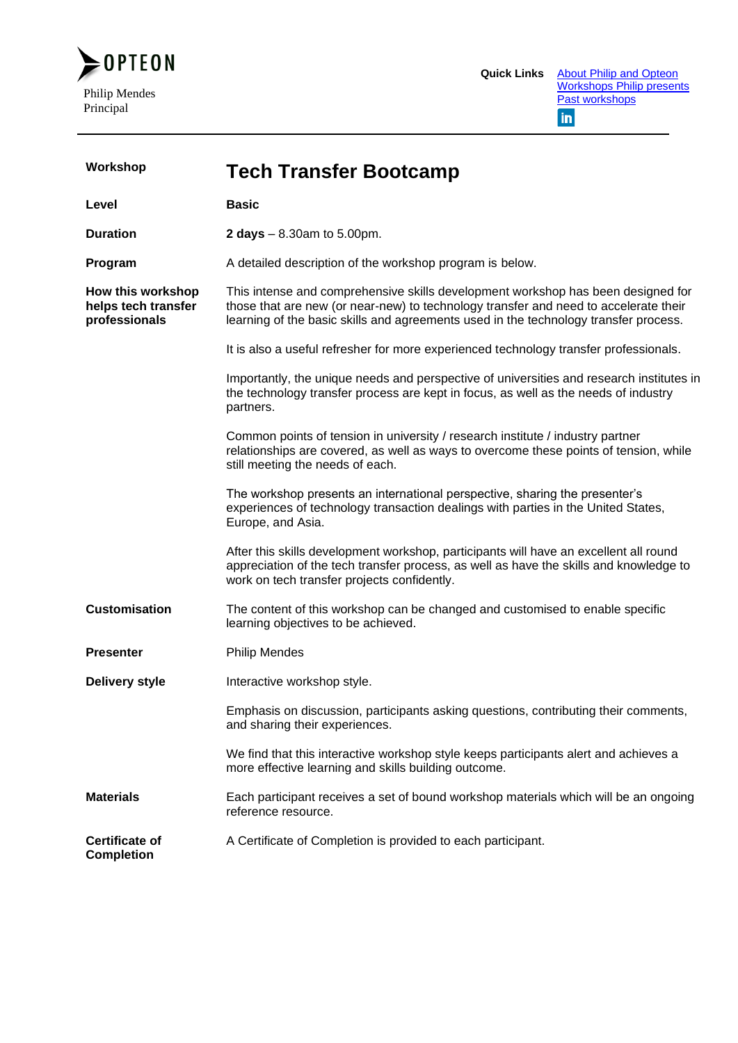OPTEON

Philip Mendes
Principal

**Quick Links** About Philip and Opteon
Workshops Philip presents
Past workshops

| | |
|---|---|
| **Workshop** | **Tech Transfer Bootcamp** |
| **Level** | **Basic** |
| **Duration** | **2 days** – 8.30am to 5.00pm. |
| **Program** | A detailed description of the workshop program is below. |
| **How this workshop helps tech transfer professionals** | This intense and comprehensive skills development workshop has been designed for those that are new (or near-new) to technology transfer and need to accelerate their learning of the basic skills and agreements used in the technology transfer process.<br><br>It is also a useful refresher for more experienced technology transfer professionals.<br><br>Importantly, the unique needs and perspective of universities and research institutes in the technology transfer process are kept in focus, as well as the needs of industry partners.<br><br>Common points of tension in university / research institute / industry partner relationships are covered, as well as ways to overcome these points of tension, while still meeting the needs of each.<br><br>The workshop presents an international perspective, sharing the presenter's experiences of technology transaction dealings with parties in the United States, Europe, and Asia.<br><br>After this skills development workshop, participants will have an excellent all round appreciation of the tech transfer process, as well as have the skills and knowledge to work on tech transfer projects confidently. |
| **Customisation** | The content of this workshop can be changed and customised to enable specific learning objectives to be achieved. |
| **Presenter** | Philip Mendes |
| **Delivery style** | Interactive workshop style.<br><br>Emphasis on discussion, participants asking questions, contributing their comments, and sharing their experiences.<br><br>We find that this interactive workshop style keeps participants alert and achieves a more effective learning and skills building outcome. |
| **Materials** | Each participant receives a set of bound workshop materials which will be an ongoing reference resource. |
| **Certificate of Completion** | A Certificate of Completion is provided to each participant. |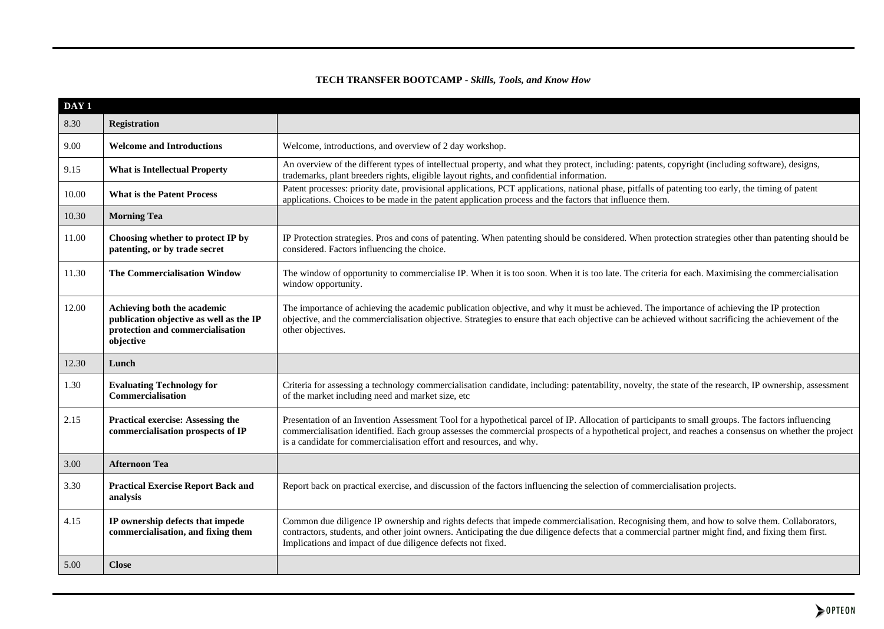**TECH TRANSFER BOOTCAMP -** ***Skills, Tools, and Know How***

| **DAY 1** | | |
|---|---|---|
| 8.30 | **Registration** | |
| 9.00 | **Welcome and Introductions** | Welcome, introductions, and overview of 2 day workshop. |
| 9.15 | **What is Intellectual Property** | An overview of the different types of intellectual property, and what they protect, including: patents, copyright (including software), designs, trademarks, plant breeders rights, eligible layout rights, and confidential information. |
| 10.00 | **What is the Patent Process** | Patent processes: priority date, provisional applications, PCT applications, national phase, pitfalls of patenting too early, the timing of patent applications. Choices to be made in the patent application process and the factors that influence them. |
| 10.30 | **Morning Tea** | |
| 11.00 | **Choosing whether to protect IP by patenting, or by trade secret** | IP Protection strategies. Pros and cons of patenting. When patenting should be considered. When protection strategies other than patenting should be considered. Factors influencing the choice. |
| 11.30 | **The Commercialisation Window** | The window of opportunity to commercialise IP. When it is too soon. When it is too late. The criteria for each. Maximising the commercialisation window opportunity. |
| 12.00 | **Achieving both the academic publication objective as well as the IP protection and commercialisation objective** | The importance of achieving the academic publication objective, and why it must be achieved. The importance of achieving the IP protection objective, and the commercialisation objective. Strategies to ensure that each objective can be achieved without sacrificing the achievement of the other objectives. |
| 12.30 | **Lunch** | |
| 1.30 | **Evaluating Technology for Commercialisation** | Criteria for assessing a technology commercialisation candidate, including: patentability, novelty, the state of the research, IP ownership, assessment of the market including need and market size, etc |
| 2.15 | **Practical exercise: Assessing the commercialisation prospects of IP** | Presentation of an Invention Assessment Tool for a hypothetical parcel of IP. Allocation of participants to small groups. The factors influencing commercialisation identified. Each group assesses the commercial prospects of a hypothetical project, and reaches a consensus on whether the project is a candidate for commercialisation effort and resources, and why. |
| 3.00 | **Afternoon Tea** | |
| 3.30 | **Practical Exercise Report Back and analysis** | Report back on practical exercise, and discussion of the factors influencing the selection of commercialisation projects. |
| 4.15 | **IP ownership defects that impede commercialisation, and fixing them** | Common due diligence IP ownership and rights defects that impede commercialisation. Recognising them, and how to solve them. Collaborators, contractors, students, and other joint owners. Anticipating the due diligence defects that a commercial partner might find, and fixing them first. Implications and impact of due diligence defects not fixed. |
| 5.00 | **Close** | |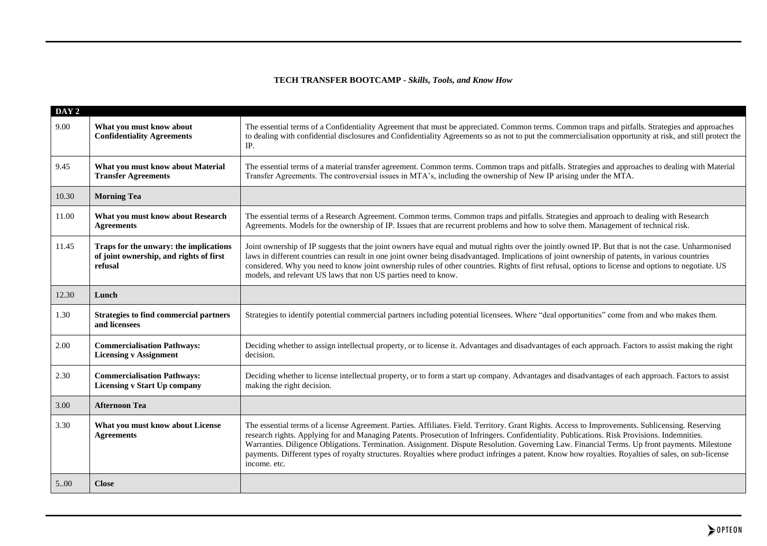**TECH TRANSFER BOOTCAMP** - ***Skills, Tools, and Know How***

| **DAY 2** | | |
|---|---|---|
| 9.00 | **What you must know about Confidentiality Agreements** | The essential terms of a Confidentiality Agreement that must be appreciated. Common terms. Common traps and pitfalls. Strategies and approaches to dealing with confidential disclosures and Confidentiality Agreements so as not to put the commercialisation opportunity at risk, and still protect the IP. |
| 9.45 | **What you must know about Material Transfer Agreements** | The essential terms of a material transfer agreement. Common terms. Common traps and pitfalls. Strategies and approaches to dealing with Material Transfer Agreements. The controversial issues in MTA's, including the ownership of New IP arising under the MTA. |
| 10.30 | **Morning Tea** | |
| 11.00 | **What you must know about Research Agreements** | The essential terms of a Research Agreement. Common terms. Common traps and pitfalls. Strategies and approach to dealing with Research Agreements. Models for the ownership of IP. Issues that are recurrent problems and how to solve them. Management of technical risk. |
| 11.45 | **Traps for the unwary: the implications of joint ownership, and rights of first refusal** | Joint ownership of IP suggests that the joint owners have equal and mutual rights over the jointly owned IP. But that is not the case. Unharmonised laws in different countries can result in one joint owner being disadvantaged. Implications of joint ownership of patents, in various countries considered. Why you need to know joint ownership rules of other countries. Rights of first refusal, options to license and options to negotiate. US models, and relevant US laws that non US parties need to know. |
| 12.30 | **Lunch** | |
| 1.30 | **Strategies to find commercial partners and licensees** | Strategies to identify potential commercial partners including potential licensees. Where "deal opportunities" come from and who makes them. |
| 2.00 | **Commercialisation Pathways: Licensing v Assignment** | Deciding whether to assign intellectual property, or to license it. Advantages and disadvantages of each approach. Factors to assist making the right decision. |
| 2.30 | **Commercialisation Pathways: Licensing v Start Up company** | Deciding whether to license intellectual property, or to form a start up company. Advantages and disadvantages of each approach. Factors to assist making the right decision. |
| 3.00 | **Afternoon Tea** | |
| 3.30 | **What you must know about License Agreements** | The essential terms of a license Agreement. Parties. Affiliates. Field. Territory. Grant Rights. Access to Improvements. Sublicensing. Reserving research rights. Applying for and Managing Patents. Prosecution of Infringers. Confidentiality. Publications. Risk Provisions. Indemnities. Warranties. Diligence Obligations. Termination. Assignment. Dispute Resolution. Governing Law. Financial Terms. Up front payments. Milestone payments. Different types of royalty structures. Royalties where product infringes a patent. Know how royalties. Royalties of sales, on sub-license income. etc. |
| 5..00 | **Close** | |

OPTEON